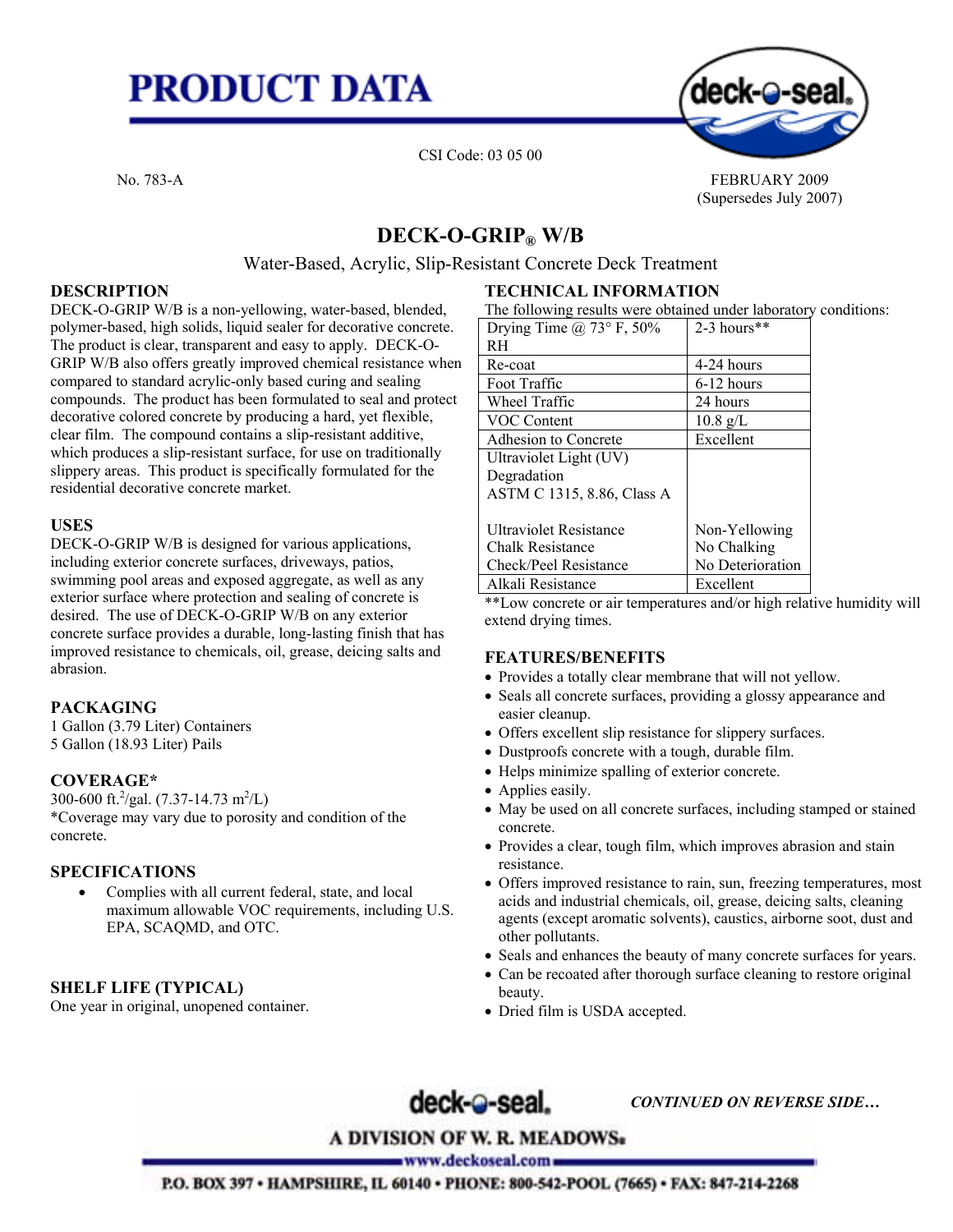# PRODUCT DATA

CSI Code: 03 05 00

No. 783-A

FEBRUARY 2009
(Supersedes July 2007)

## DECK-O-GRIP® W/B

Water-Based, Acrylic, Slip-Resistant Concrete Deck Treatment

### DESCRIPTION

DECK-O-GRIP W/B is a non-yellowing, water-based, blended, polymer-based, high solids, liquid sealer for decorative concrete. The product is clear, transparent and easy to apply. DECK-O-GRIP W/B also offers greatly improved chemical resistance when compared to standard acrylic-only based curing and sealing compounds. The product has been formulated to seal and protect decorative colored concrete by producing a hard, yet flexible, clear film. The compound contains a slip-resistant additive, which produces a slip-resistant surface, for use on traditionally slippery areas. This product is specifically formulated for the residential decorative concrete market.

### USES

DECK-O-GRIP W/B is designed for various applications, including exterior concrete surfaces, driveways, patios, swimming pool areas and exposed aggregate, as well as any exterior surface where protection and sealing of concrete is desired. The use of DECK-O-GRIP W/B on any exterior concrete surface provides a durable, long-lasting finish that has improved resistance to chemicals, oil, grease, deicing salts and abrasion.

### PACKAGING

1 Gallon (3.79 Liter) Containers
5 Gallon (18.93 Liter) Pails

### COVERAGE*

300-600 ft.$^2$/gal. (7.37-14.73 m$^2$/L)
*Coverage may vary due to porosity and condition of the concrete.

### SPECIFICATIONS

- Complies with all current federal, state, and local maximum allowable VOC requirements, including U.S. EPA, SCAQMD, and OTC.

### SHELF LIFE (TYPICAL)

One year in original, unopened container.

### TECHNICAL INFORMATION

The following results were obtained under laboratory conditions:

| | |
|---|---|
| Drying Time @ 73° F, 50% RH | 2-3 hours** |
| Re-coat | 4-24 hours |
| Foot Traffic | 6-12 hours |
| Wheel Traffic | 24 hours |
| VOC Content | 10.8 g/L |
| Adhesion to Concrete | Excellent |
| Ultraviolet Light (UV) Degradation ASTM C 1315, 8.86, Class A | |
| Ultraviolet Resistance | Non-Yellowing |
| Chalk Resistance | No Chalking |
| Check/Peel Resistance | No Deterioration |
| Alkali Resistance | Excellent |

**Low concrete or air temperatures and/or high relative humidity will extend drying times.

### FEATURES/BENEFITS

- Provides a totally clear membrane that will not yellow.
- Seals all concrete surfaces, providing a glossy appearance and easier cleanup.
- Offers excellent slip resistance for slippery surfaces.
- Dustproofs concrete with a tough, durable film.
- Helps minimize spalling of exterior concrete.
- Applies easily.
- May be used on all concrete surfaces, including stamped or stained concrete.
- Provides a clear, tough film, which improves abrasion and stain resistance.
- Offers improved resistance to rain, sun, freezing temperatures, most acids and industrial chemicals, oil, grease, deicing salts, cleaning agents (except aromatic solvents), caustics, airborne soot, dust and other pollutants.
- Seals and enhances the beauty of many concrete surfaces for years.
- Can be recoated after thorough surface cleaning to restore original beauty.
- Dried film is USDA accepted.

*CONTINUED ON REVERSE SIDE…*

deck-o-seal.
A DIVISION OF W. R. MEADOWS.
www.deckoseal.com
P.O. BOX 397 • HAMPSHIRE, IL 60140 • PHONE: 800-542-POOL (7665) • FAX: 847-214-2268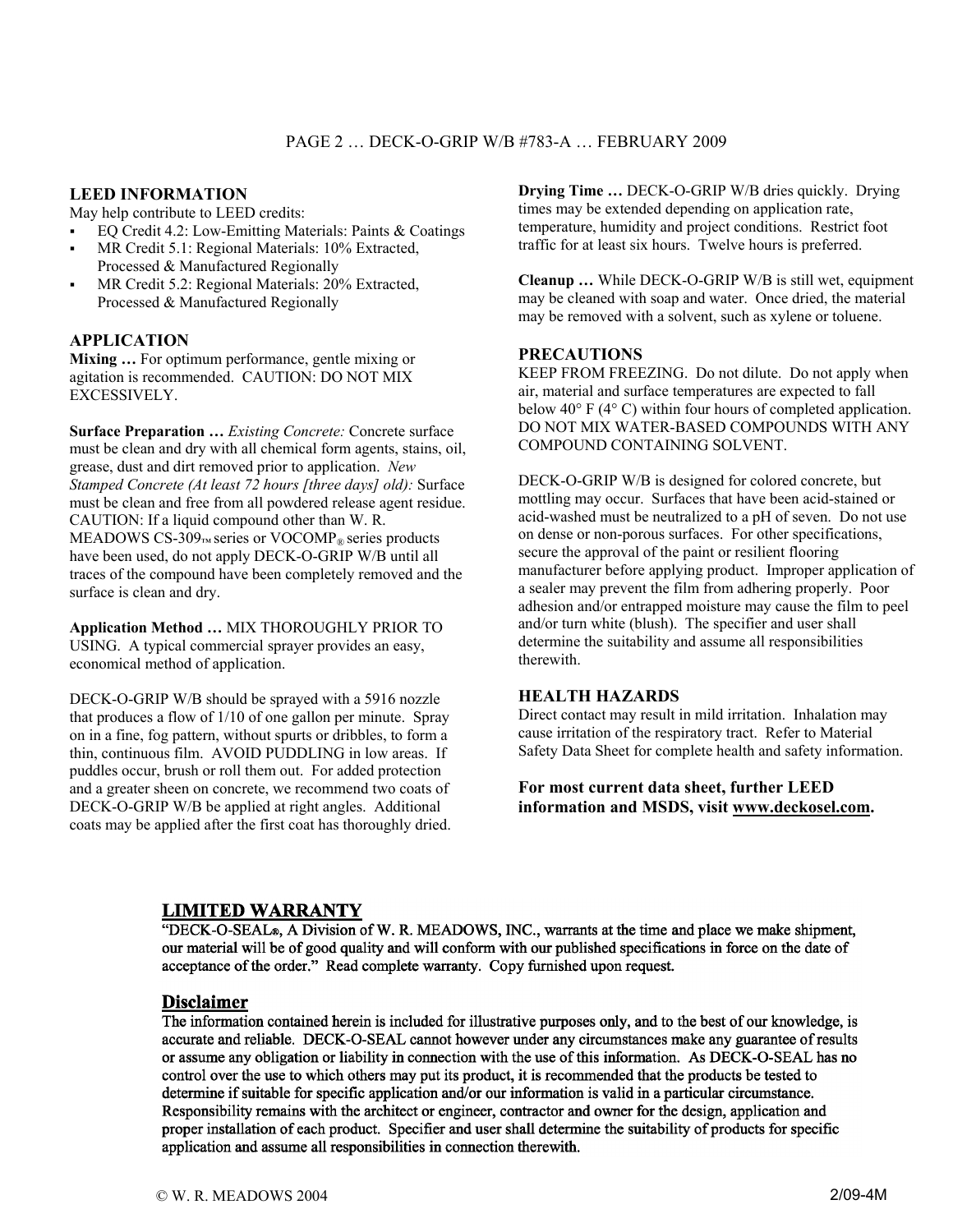## LEED INFORMATION

May help contribute to LEED credits:

- EQ Credit 4.2: Low-Emitting Materials: Paints & Coatings
- MR Credit 5.1: Regional Materials: 10% Extracted, Processed & Manufactured Regionally
- MR Credit 5.2: Regional Materials: 20% Extracted, Processed & Manufactured Regionally

## APPLICATION

**Mixing …** For optimum performance, gentle mixing or agitation is recommended. CAUTION: DO NOT MIX EXCESSIVELY.

**Surface Preparation …** *Existing Concrete:* Concrete surface must be clean and dry with all chemical form agents, stains, oil, grease, dust and dirt removed prior to application. *New Stamped Concrete (At least 72 hours [three days] old):* Surface must be clean and free from all powdered release agent residue. CAUTION: If a liquid compound other than W. R. MEADOWS CS-309™ series or VOCOMP® series products have been used, do not apply DECK-O-GRIP W/B until all traces of the compound have been completely removed and the surface is clean and dry.

**Application Method …** MIX THOROUGHLY PRIOR TO USING. A typical commercial sprayer provides an easy, economical method of application.

DECK-O-GRIP W/B should be sprayed with a 5916 nozzle that produces a flow of 1/10 of one gallon per minute. Spray on in a fine, fog pattern, without spurts or dribbles, to form a thin, continuous film. AVOID PUDDLING in low areas. If puddles occur, brush or roll them out. For added protection and a greater sheen on concrete, we recommend two coats of DECK-O-GRIP W/B be applied at right angles. Additional coats may be applied after the first coat has thoroughly dried.

**Drying Time …** DECK-O-GRIP W/B dries quickly. Drying times may be extended depending on application rate, temperature, humidity and project conditions. Restrict foot traffic for at least six hours. Twelve hours is preferred.

**Cleanup …** While DECK-O-GRIP W/B is still wet, equipment may be cleaned with soap and water. Once dried, the material may be removed with a solvent, such as xylene or toluene.

## PRECAUTIONS

KEEP FROM FREEZING. Do not dilute. Do not apply when air, material and surface temperatures are expected to fall below 40° F (4° C) within four hours of completed application. DO NOT MIX WATER-BASED COMPOUNDS WITH ANY COMPOUND CONTAINING SOLVENT.

DECK-O-GRIP W/B is designed for colored concrete, but mottling may occur. Surfaces that have been acid-stained or acid-washed must be neutralized to a pH of seven. Do not use on dense or non-porous surfaces. For other specifications, secure the approval of the paint or resilient flooring manufacturer before applying product. Improper application of a sealer may prevent the film from adhering properly. Poor adhesion and/or entrapped moisture may cause the film to peel and/or turn white (blush). The specifier and user shall determine the suitability and assume all responsibilities therewith.

## HEALTH HAZARDS

Direct contact may result in mild irritation. Inhalation may cause irritation of the respiratory tract. Refer to Material Safety Data Sheet for complete health and safety information.

**For most current data sheet, further LEED information and MSDS, visit www.deckosel.com.**

## LIMITED WARRANTY

**"DECK-O-SEAL®, A Division of W. R. MEADOWS, INC., warrants at the time and place we make shipment, our material will be of good quality and will conform with our published specifications in force on the date of acceptance of the order." Read complete warranty. Copy furnished upon request.**

## Disclaimer

**The information contained herein is included for illustrative purposes only, and to the best of our knowledge, is accurate and reliable. DECK-O-SEAL cannot however under any circumstances make any guarantee of results or assume any obligation or liability in connection with the use of this information. As DECK-O-SEAL has no control over the use to which others may put its product, it is recommended that the products be tested to determine if suitable for specific application and/or our information is valid in a particular circumstance. Responsibility remains with the architect or engineer, contractor and owner for the design, application and proper installation of each product. Specifier and user shall determine the suitability of products for specific application and assume all responsibilities in connection therewith.**

© W. R. MEADOWS 2004 2/09-4M